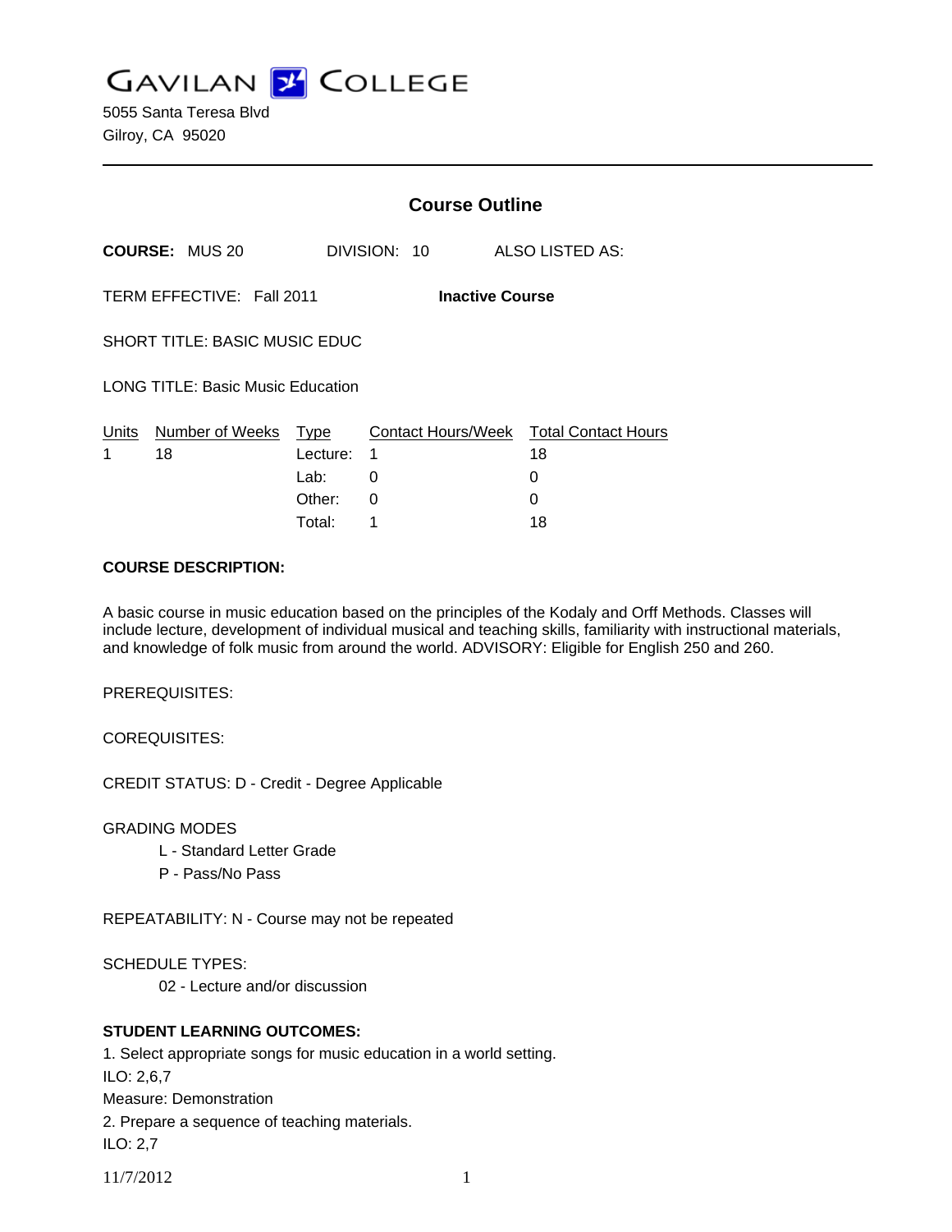# GAVILAN COLLEGE

5055 Santa Teresa Blvd
Gilroy, CA 95020

---

## Course Outline

**COURSE:** MUS 20 DIVISION: 10 ALSO LISTED AS:

TERM EFFECTIVE: Fall 2011 **Inactive Course**

SHORT TITLE: BASIC MUSIC EDUC

LONG TITLE: Basic Music Education

| Units | Number of Weeks | Type | Contact Hours/Week | Total Contact Hours |
|---|---|---|---|---|
| 1 | 18 | Lecture: | 1 | 18 |
| | | Lab: | 0 | 0 |
| | | Other: | 0 | 0 |
| | | Total: | 1 | 18 |

**COURSE DESCRIPTION:**

A basic course in music education based on the principles of the Kodaly and Orff Methods. Classes will include lecture, development of individual musical and teaching skills, familiarity with instructional materials, and knowledge of folk music from around the world. ADVISORY: Eligible for English 250 and 260.

PREREQUISITES:

COREQUISITES:

CREDIT STATUS: D - Credit - Degree Applicable

GRADING MODES

- L - Standard Letter Grade
- P - Pass/No Pass

REPEATABILITY: N - Course may not be repeated

SCHEDULE TYPES:

- 02 - Lecture and/or discussion

**STUDENT LEARNING OUTCOMES:**

1. Select appropriate songs for music education in a world setting.
ILO: 2,6,7
Measure: Demonstration
2. Prepare a sequence of teaching materials.
ILO: 2,7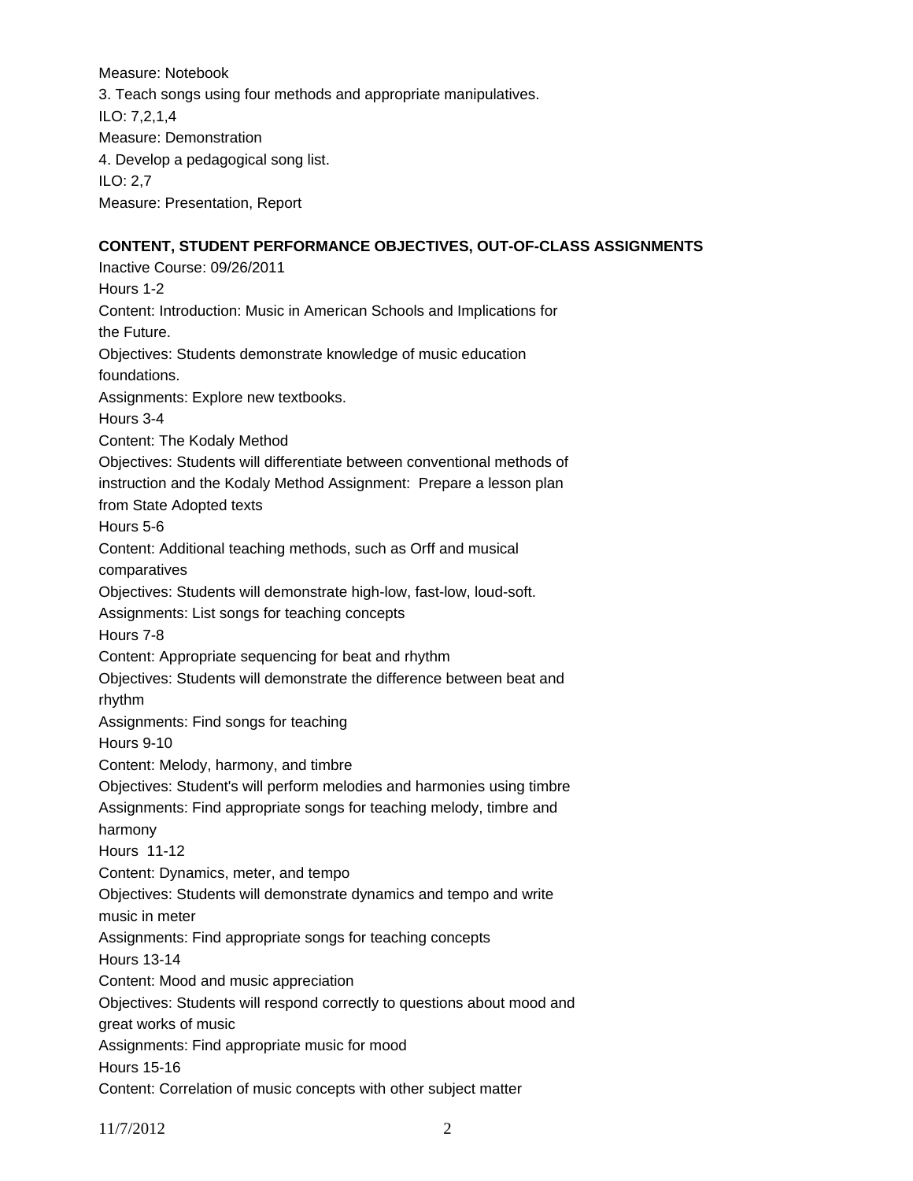Measure: Notebook

3. Teach songs using four methods and appropriate manipulatives.

ILO: 7,2,1,4

Measure: Demonstration

4. Develop a pedagogical song list.

ILO: 2,7

Measure: Presentation, Report

**CONTENT, STUDENT PERFORMANCE OBJECTIVES, OUT-OF-CLASS ASSIGNMENTS**

Inactive Course: 09/26/2011

Hours 1-2

Content: Introduction: Music in American Schools and Implications for the Future.

Objectives: Students demonstrate knowledge of music education foundations.

Assignments: Explore new textbooks.

Hours 3-4

Content: The Kodaly Method

Objectives: Students will differentiate between conventional methods of instruction and the Kodaly Method Assignment: Prepare a lesson plan from State Adopted texts

Hours 5-6

Content: Additional teaching methods, such as Orff and musical comparatives

Objectives: Students will demonstrate high-low, fast-low, loud-soft.

Assignments: List songs for teaching concepts

Hours 7-8

Content: Appropriate sequencing for beat and rhythm

Objectives: Students will demonstrate the difference between beat and rhythm

Assignments: Find songs for teaching

Hours 9-10

Content: Melody, harmony, and timbre

Objectives: Student's will perform melodies and harmonies using timbre

Assignments: Find appropriate songs for teaching melody, timbre and harmony

Hours 11-12

Content: Dynamics, meter, and tempo

Objectives: Students will demonstrate dynamics and tempo and write music in meter

Assignments: Find appropriate songs for teaching concepts

Hours 13-14

Content: Mood and music appreciation

Objectives: Students will respond correctly to questions about mood and great works of music

Assignments: Find appropriate music for mood

Hours 15-16

Content: Correlation of music concepts with other subject matter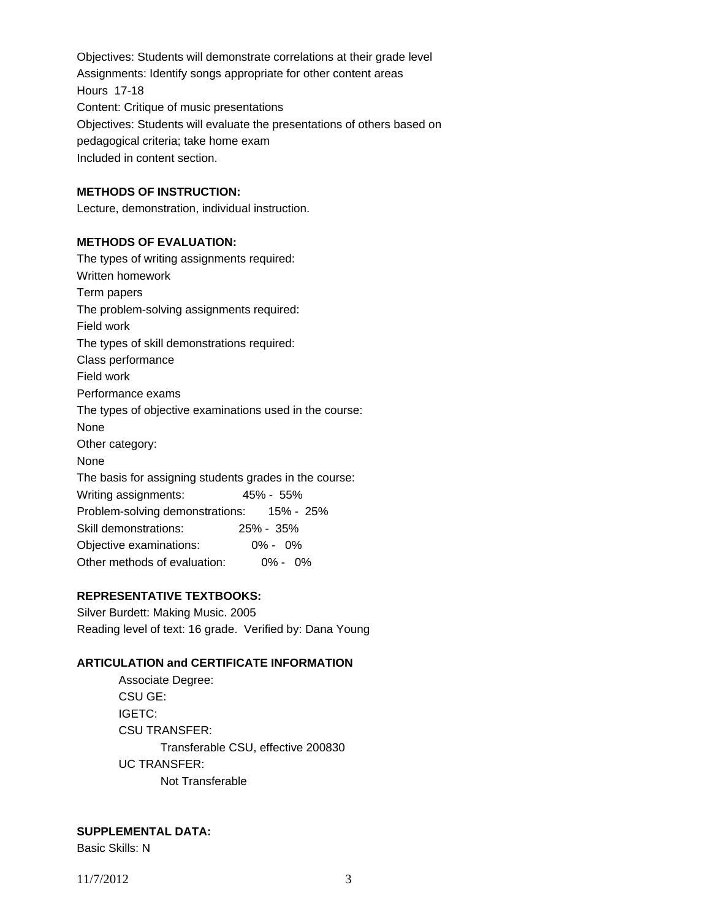Objectives: Students will demonstrate correlations at their grade level
Assignments: Identify songs appropriate for other content areas
Hours 17-18
Content: Critique of music presentations
Objectives: Students will evaluate the presentations of others based on pedagogical criteria; take home exam
Included in content section.

**METHODS OF INSTRUCTION:**
Lecture, demonstration, individual instruction.

**METHODS OF EVALUATION:**
The types of writing assignments required:
Written homework
Term papers
The problem-solving assignments required:
Field work
The types of skill demonstrations required:
Class performance
Field work
Performance exams
The types of objective examinations used in the course:
None
Other category:
None
The basis for assigning students grades in the course:

| | |
|---|---|
| Writing assignments: | 45% - 55% |
| Problem-solving demonstrations: | 15% - 25% |
| Skill demonstrations: | 25% - 35% |
| Objective examinations: | 0% - 0% |
| Other methods of evaluation: | 0% - 0% |

**REPRESENTATIVE TEXTBOOKS:**
Silver Burdett: Making Music. 2005
Reading level of text: 16 grade. Verified by: Dana Young

**ARTICULATION and CERTIFICATE INFORMATION**

Associate Degree:
CSU GE:
IGETC:
CSU TRANSFER:
  Transferable CSU, effective 200830
UC TRANSFER:
  Not Transferable

**SUPPLEMENTAL DATA:**
Basic Skills: N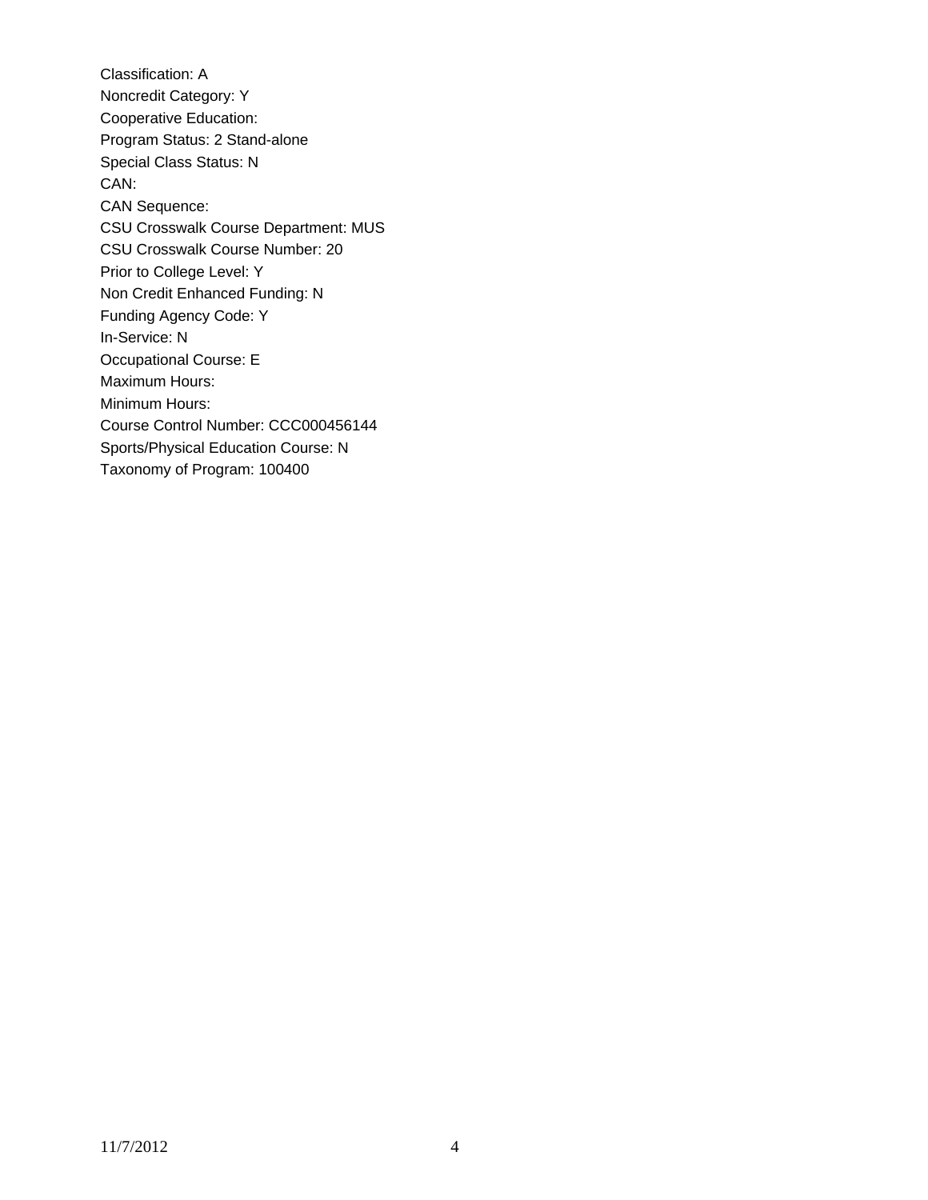Classification: A
Noncredit Category: Y
Cooperative Education:
Program Status: 2 Stand-alone
Special Class Status: N
CAN:
CAN Sequence:
CSU Crosswalk Course Department: MUS
CSU Crosswalk Course Number: 20
Prior to College Level: Y
Non Credit Enhanced Funding: N
Funding Agency Code: Y
In-Service: N
Occupational Course: E
Maximum Hours:
Minimum Hours:
Course Control Number: CCC000456144
Sports/Physical Education Course: N
Taxonomy of Program: 100400